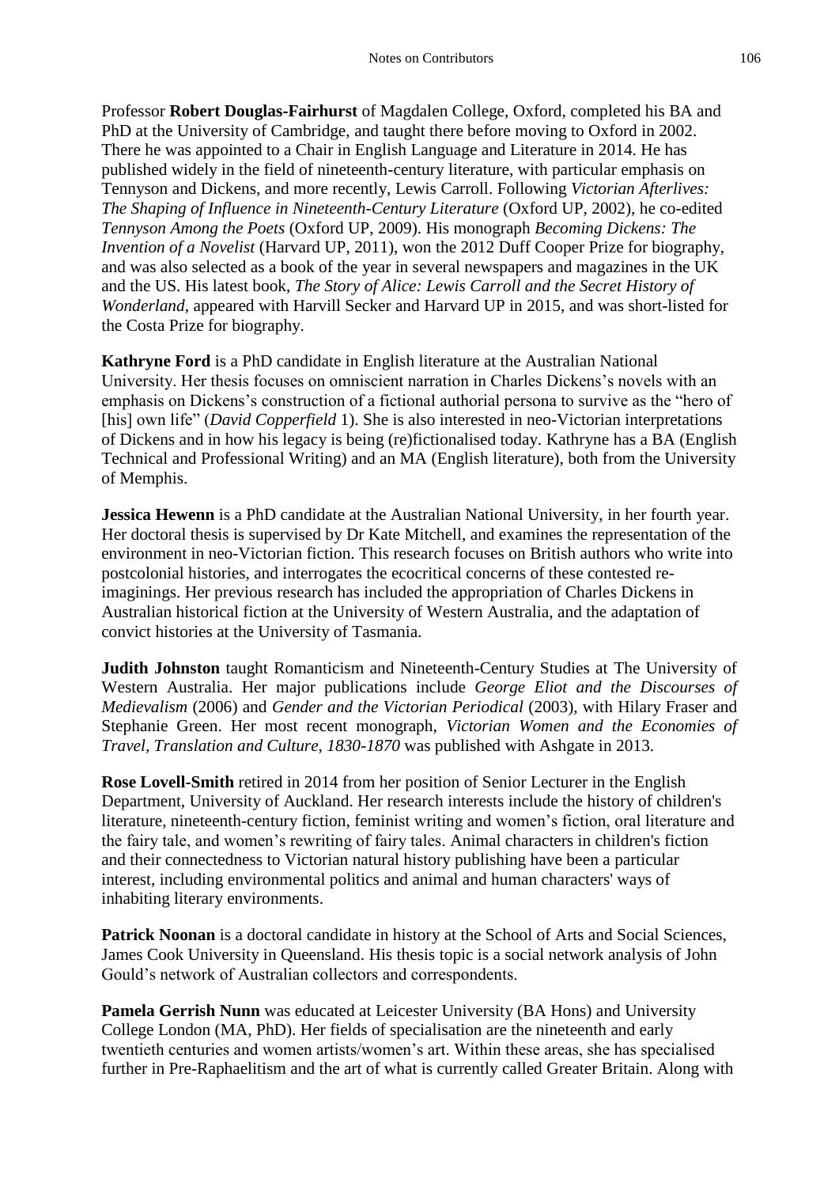Professor **Robert Douglas-Fairhurst** of Magdalen College, Oxford, completed his BA and PhD at the University of Cambridge, and taught there before moving to Oxford in 2002. There he was appointed to a Chair in English Language and Literature in 2014. He has published widely in the field of nineteenth-century literature, with particular emphasis on Tennyson and Dickens, and more recently, Lewis Carroll. Following *Victorian Afterlives: The Shaping of Influence in Nineteenth-Century Literature* (Oxford UP, 2002), he co-edited *Tennyson Among the Poets* (Oxford UP, 2009). His monograph *Becoming Dickens: The Invention of a Novelist* (Harvard UP, 2011), won the 2012 Duff Cooper Prize for biography, and was also selected as a book of the year in several newspapers and magazines in the UK and the US. His latest book, *The Story of Alice: Lewis Carroll and the Secret History of Wonderland*, appeared with Harvill Secker and Harvard UP in 2015, and was short-listed for the Costa Prize for biography.

**Kathryne Ford** is a PhD candidate in English literature at the Australian National University. Her thesis focuses on omniscient narration in Charles Dickens's novels with an emphasis on Dickens's construction of a fictional authorial persona to survive as the "hero of [his] own life" (*David Copperfield* 1). She is also interested in neo-Victorian interpretations of Dickens and in how his legacy is being (re)fictionalised today. Kathryne has a BA (English Technical and Professional Writing) and an MA (English literature), both from the University of Memphis.

**Jessica Hewenn** is a PhD candidate at the Australian National University, in her fourth year. Her doctoral thesis is supervised by Dr Kate Mitchell, and examines the representation of the environment in neo-Victorian fiction. This research focuses on British authors who write into postcolonial histories, and interrogates the ecocritical concerns of these contested re-imaginings. Her previous research has included the appropriation of Charles Dickens in Australian historical fiction at the University of Western Australia, and the adaptation of convict histories at the University of Tasmania.

**Judith Johnston** taught Romanticism and Nineteenth-Century Studies at The University of Western Australia. Her major publications include *George Eliot and the Discourses of Medievalism* (2006) and *Gender and the Victorian Periodical* (2003), with Hilary Fraser and Stephanie Green. Her most recent monograph, *Victorian Women and the Economies of Travel, Translation and Culture, 1830-1870* was published with Ashgate in 2013.

**Rose Lovell-Smith** retired in 2014 from her position of Senior Lecturer in the English Department, University of Auckland. Her research interests include the history of children's literature, nineteenth-century fiction, feminist writing and women's fiction, oral literature and the fairy tale, and women's rewriting of fairy tales. Animal characters in children's fiction and their connectedness to Victorian natural history publishing have been a particular interest, including environmental politics and animal and human characters' ways of inhabiting literary environments.

**Patrick Noonan** is a doctoral candidate in history at the School of Arts and Social Sciences, James Cook University in Queensland. His thesis topic is a social network analysis of John Gould's network of Australian collectors and correspondents.

**Pamela Gerrish Nunn** was educated at Leicester University (BA Hons) and University College London (MA, PhD). Her fields of specialisation are the nineteenth and early twentieth centuries and women artists/women's art. Within these areas, she has specialised further in Pre-Raphaelitism and the art of what is currently called Greater Britain. Along with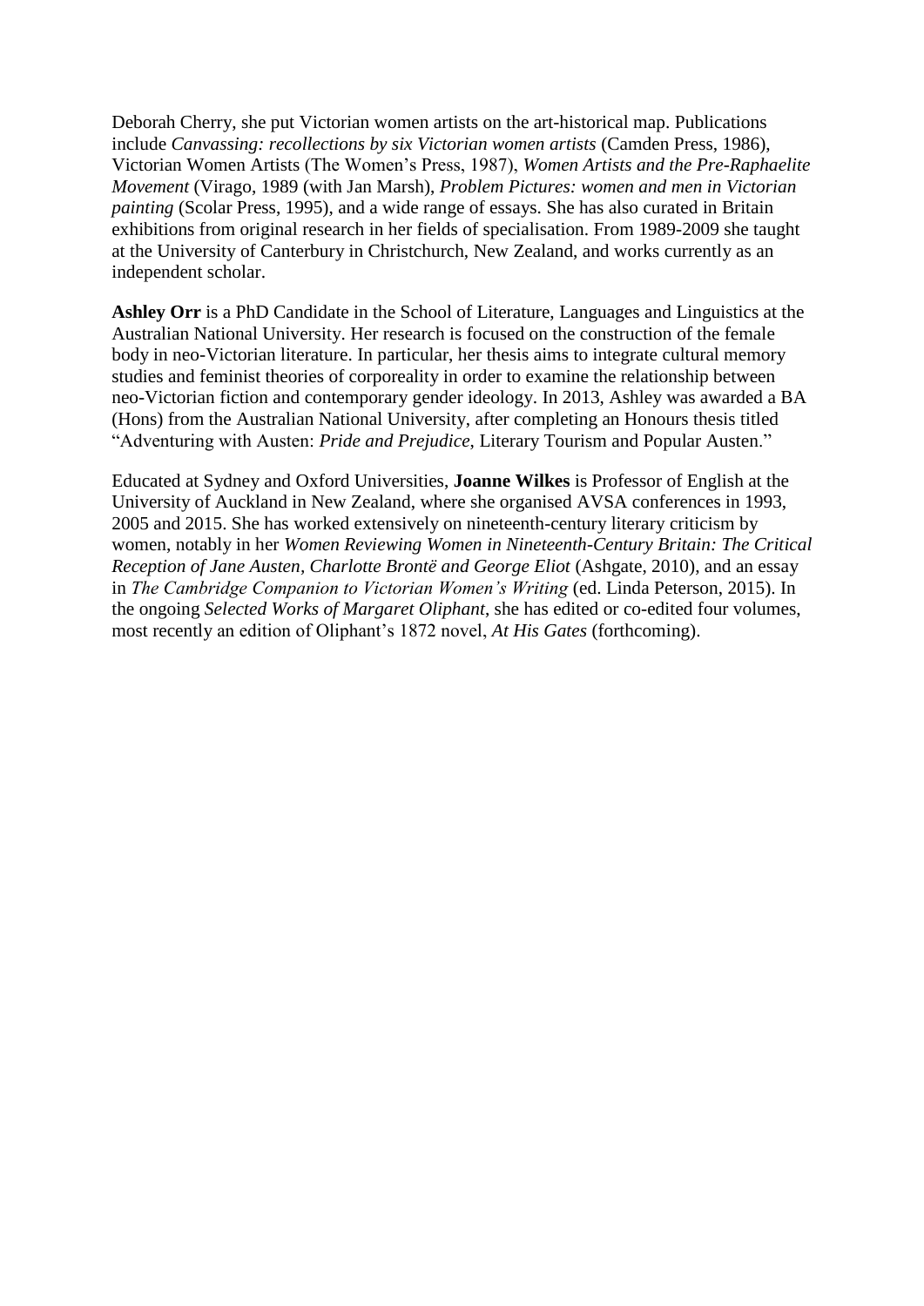Deborah Cherry, she put Victorian women artists on the art-historical map. Publications include *Canvassing: recollections by six Victorian women artists* (Camden Press, 1986), Victorian Women Artists (The Women's Press, 1987), *Women Artists and the Pre-Raphaelite Movement* (Virago, 1989 (with Jan Marsh), *Problem Pictures: women and men in Victorian painting* (Scolar Press, 1995), and a wide range of essays. She has also curated in Britain exhibitions from original research in her fields of specialisation. From 1989-2009 she taught at the University of Canterbury in Christchurch, New Zealand, and works currently as an independent scholar.

**Ashley Orr** is a PhD Candidate in the School of Literature, Languages and Linguistics at the Australian National University. Her research is focused on the construction of the female body in neo-Victorian literature. In particular, her thesis aims to integrate cultural memory studies and feminist theories of corporeality in order to examine the relationship between neo-Victorian fiction and contemporary gender ideology. In 2013, Ashley was awarded a BA (Hons) from the Australian National University, after completing an Honours thesis titled "Adventuring with Austen: *Pride and Prejudice*, Literary Tourism and Popular Austen."

Educated at Sydney and Oxford Universities, **Joanne Wilkes** is Professor of English at the University of Auckland in New Zealand, where she organised AVSA conferences in 1993, 2005 and 2015. She has worked extensively on nineteenth-century literary criticism by women, notably in her *Women Reviewing Women in Nineteenth-Century Britain: The Critical Reception of Jane Austen, Charlotte Brontë and George Eliot* (Ashgate, 2010), and an essay in *The Cambridge Companion to Victorian Women's Writing* (ed. Linda Peterson, 2015). In the ongoing *Selected Works of Margaret Oliphant*, she has edited or co-edited four volumes, most recently an edition of Oliphant's 1872 novel, *At His Gates* (forthcoming).